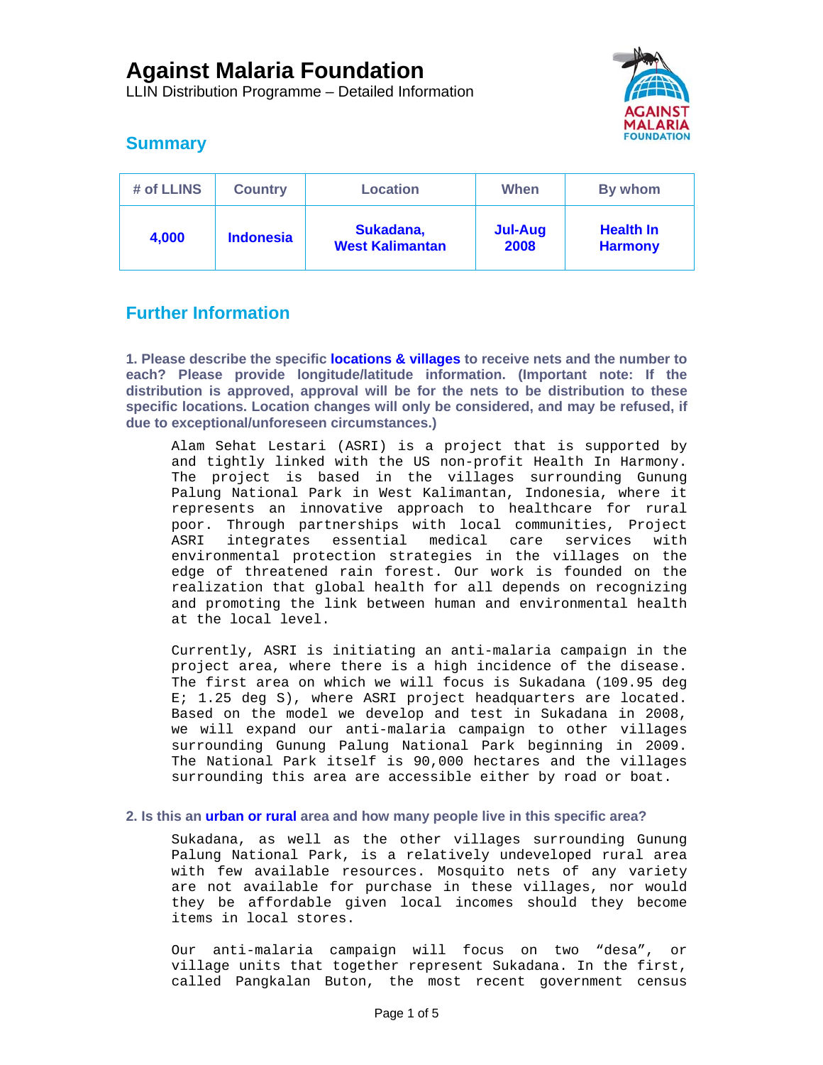# Against Malaria Foundation

LLIN Distribution Programme – Detailed Information

## Summary

| # of LLINS | Country | Location | When | By whom |
|---|---|---|---|---|
| **4,000** | **Indonesia** | **Sukadana, West Kalimantan** | **Jul-Aug 2008** | **Health In Harmony** |

## Further Information

**1. Please describe the specific locations & villages to receive nets and the number to each? Please provide longitude/latitude information. (Important note: If the distribution is approved, approval will be for the nets to be distribution to these specific locations. Location changes will only be considered, and may be refused, if due to exceptional/unforeseen circumstances.)**

Alam Sehat Lestari (ASRI) is a project that is supported by and tightly linked with the US non-profit Health In Harmony. The project is based in the villages surrounding Gunung Palung National Park in West Kalimantan, Indonesia, where it represents an innovative approach to healthcare for rural poor. Through partnerships with local communities, Project ASRI integrates essential medical care services with environmental protection strategies in the villages on the edge of threatened rain forest. Our work is founded on the realization that global health for all depends on recognizing and promoting the link between human and environmental health at the local level.

Currently, ASRI is initiating an anti-malaria campaign in the project area, where there is a high incidence of the disease. The first area on which we will focus is Sukadana (109.95 deg E; 1.25 deg S), where ASRI project headquarters are located. Based on the model we develop and test in Sukadana in 2008, we will expand our anti-malaria campaign to other villages surrounding Gunung Palung National Park beginning in 2009. The National Park itself is 90,000 hectares and the villages surrounding this area are accessible either by road or boat.

**2. Is this an urban or rural area and how many people live in this specific area?**

Sukadana, as well as the other villages surrounding Gunung Palung National Park, is a relatively undeveloped rural area with few available resources. Mosquito nets of any variety are not available for purchase in these villages, nor would they be affordable given local incomes should they become items in local stores.

Our anti-malaria campaign will focus on two “desa”, or village units that together represent Sukadana. In the first, called Pangkalan Buton, the most recent government census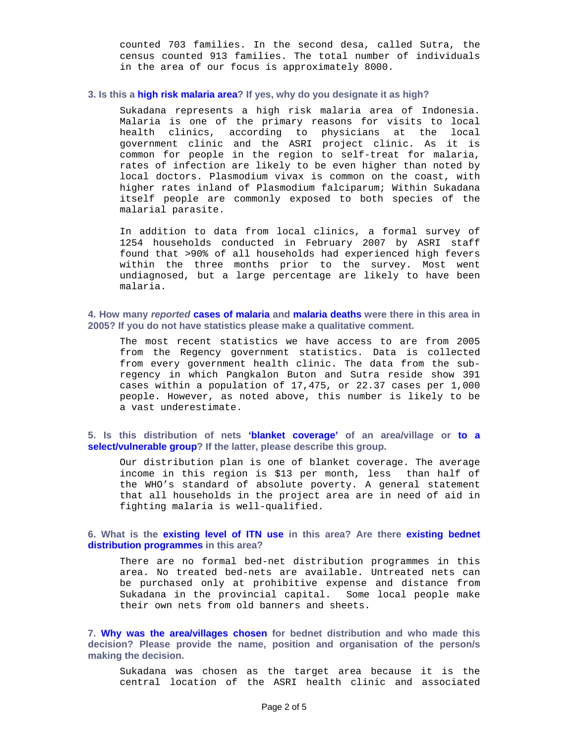counted 703 families. In the second desa, called Sutra, the census counted 913 families. The total number of individuals in the area of our focus is approximately 8000.

**3. Is this a high risk malaria area? If yes, why do you designate it as high?**

Sukadana represents a high risk malaria area of Indonesia. Malaria is one of the primary reasons for visits to local health clinics, according to physicians at the local government clinic and the ASRI project clinic. As it is common for people in the region to self-treat for malaria, rates of infection are likely to be even higher than noted by local doctors. Plasmodium vivax is common on the coast, with higher rates inland of Plasmodium falciparum; Within Sukadana itself people are commonly exposed to both species of the malarial parasite.

In addition to data from local clinics, a formal survey of 1254 households conducted in February 2007 by ASRI staff found that >90% of all households had experienced high fevers within the three months prior to the survey. Most went undiagnosed, but a large percentage are likely to have been malaria.

**4. How many *reported* cases of malaria and malaria deaths were there in this area in 2005? If you do not have statistics please make a qualitative comment.**

The most recent statistics we have access to are from 2005 from the Regency government statistics. Data is collected from every government health clinic. The data from the sub-regency in which Pangkalon Buton and Sutra reside show 391 cases within a population of 17,475, or 22.37 cases per 1,000 people. However, as noted above, this number is likely to be a vast underestimate.

**5. Is this distribution of nets 'blanket coverage' of an area/village or to a select/vulnerable group? If the latter, please describe this group.**

Our distribution plan is one of blanket coverage. The average income in this region is $13 per month, less than half of the WHO's standard of absolute poverty. A general statement that all households in the project area are in need of aid in fighting malaria is well-qualified.

**6. What is the existing level of ITN use in this area? Are there existing bednet distribution programmes in this area?**

There are no formal bed-net distribution programmes in this area. No treated bed-nets are available. Untreated nets can be purchased only at prohibitive expense and distance from Sukadana in the provincial capital. Some local people make their own nets from old banners and sheets.

**7. Why was the area/villages chosen for bednet distribution and who made this decision? Please provide the name, position and organisation of the person/s making the decision.**

Sukadana was chosen as the target area because it is the central location of the ASRI health clinic and associated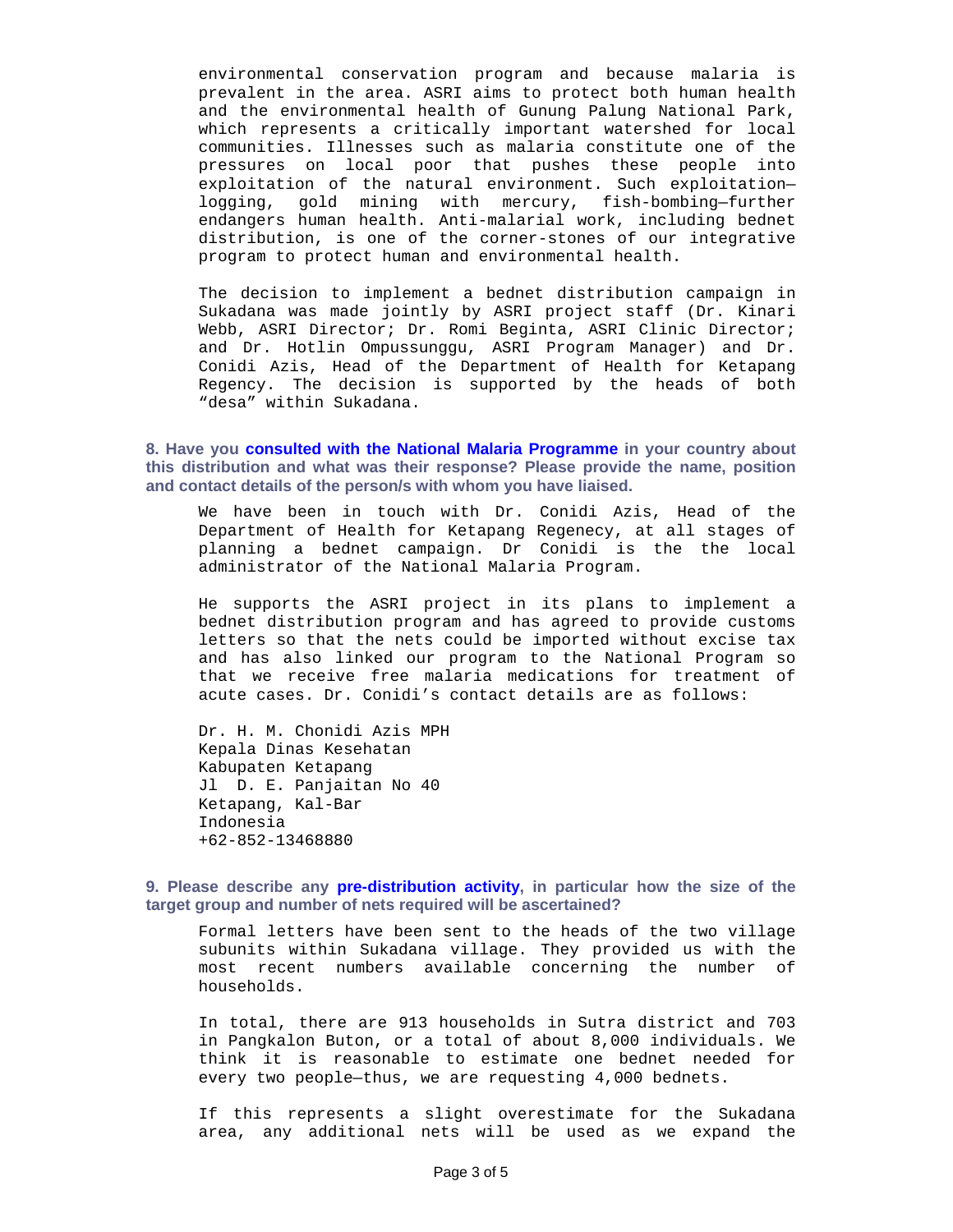environmental conservation program and because malaria is prevalent in the area. ASRI aims to protect both human health and the environmental health of Gunung Palung National Park, which represents a critically important watershed for local communities. Illnesses such as malaria constitute one of the pressures on local poor that pushes these people into exploitation of the natural environment. Such exploitation—logging, gold mining with mercury, fish-bombing—further endangers human health. Anti-malarial work, including bednet distribution, is one of the corner-stones of our integrative program to protect human and environmental health.

The decision to implement a bednet distribution campaign in Sukadana was made jointly by ASRI project staff (Dr. Kinari Webb, ASRI Director; Dr. Romi Beginta, ASRI Clinic Director; and Dr. Hotlin Ompussunggu, ASRI Program Manager) and Dr. Conidi Azis, Head of the Department of Health for Ketapang Regency. The decision is supported by the heads of both "desa" within Sukadana.

**8. Have you consulted with the National Malaria Programme in your country about this distribution and what was their response? Please provide the name, position and contact details of the person/s with whom you have liaised.**

We have been in touch with Dr. Conidi Azis, Head of the Department of Health for Ketapang Regenecy, at all stages of planning a bednet campaign. Dr Conidi is the the local administrator of the National Malaria Program.

He supports the ASRI project in its plans to implement a bednet distribution program and has agreed to provide customs letters so that the nets could be imported without excise tax and has also linked our program to the National Program so that we receive free malaria medications for treatment of acute cases. Dr. Conidi's contact details are as follows:

Dr. H. M. Chonidi Azis MPH
Kepala Dinas Kesehatan
Kabupaten Ketapang
Jl D. E. Panjaitan No 40
Ketapang, Kal-Bar
Indonesia
+62-852-13468880

**9. Please describe any pre-distribution activity, in particular how the size of the target group and number of nets required will be ascertained?**

Formal letters have been sent to the heads of the two village subunits within Sukadana village. They provided us with the most recent numbers available concerning the number of households.

In total, there are 913 households in Sutra district and 703 in Pangkalon Buton, or a total of about 8,000 individuals. We think it is reasonable to estimate one bednet needed for every two people—thus, we are requesting 4,000 bednets.

If this represents a slight overestimate for the Sukadana area, any additional nets will be used as we expand the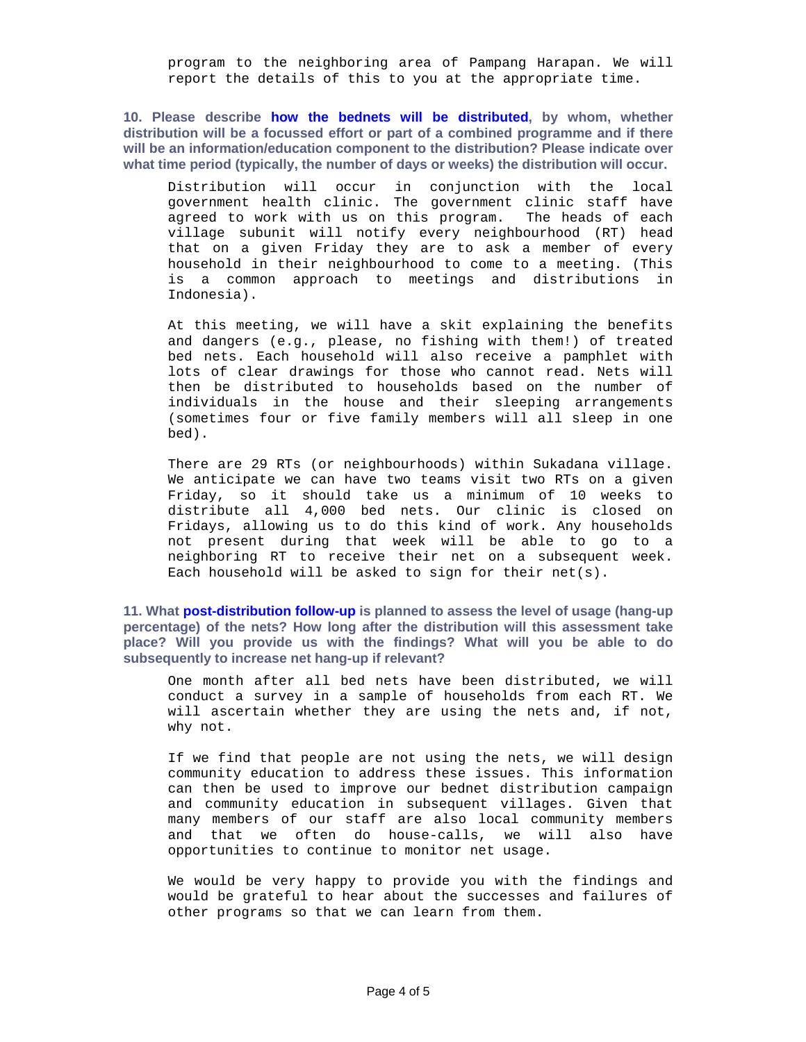program to the neighboring area of Pampang Harapan. We will report the details of this to you at the appropriate time.

**10. Please describe how the bednets will be distributed, by whom, whether distribution will be a focussed effort or part of a combined programme and if there will be an information/education component to the distribution? Please indicate over what time period (typically, the number of days or weeks) the distribution will occur.**

Distribution will occur in conjunction with the local government health clinic. The government clinic staff have agreed to work with us on this program. The heads of each village subunit will notify every neighbourhood (RT) head that on a given Friday they are to ask a member of every household in their neighbourhood to come to a meeting. (This is a common approach to meetings and distributions in Indonesia).

At this meeting, we will have a skit explaining the benefits and dangers (e.g., please, no fishing with them!) of treated bed nets. Each household will also receive a pamphlet with lots of clear drawings for those who cannot read. Nets will then be distributed to households based on the number of individuals in the house and their sleeping arrangements (sometimes four or five family members will all sleep in one bed).

There are 29 RTs (or neighbourhoods) within Sukadana village. We anticipate we can have two teams visit two RTs on a given Friday, so it should take us a minimum of 10 weeks to distribute all 4,000 bed nets. Our clinic is closed on Fridays, allowing us to do this kind of work. Any households not present during that week will be able to go to a neighboring RT to receive their net on a subsequent week. Each household will be asked to sign for their net(s).

**11. What post-distribution follow-up is planned to assess the level of usage (hang-up percentage) of the nets? How long after the distribution will this assessment take place? Will you provide us with the findings? What will you be able to do subsequently to increase net hang-up if relevant?**

One month after all bed nets have been distributed, we will conduct a survey in a sample of households from each RT. We will ascertain whether they are using the nets and, if not, why not.

If we find that people are not using the nets, we will design community education to address these issues. This information can then be used to improve our bednet distribution campaign and community education in subsequent villages. Given that many members of our staff are also local community members and that we often do house-calls, we will also have opportunities to continue to monitor net usage.

We would be very happy to provide you with the findings and would be grateful to hear about the successes and failures of other programs so that we can learn from them.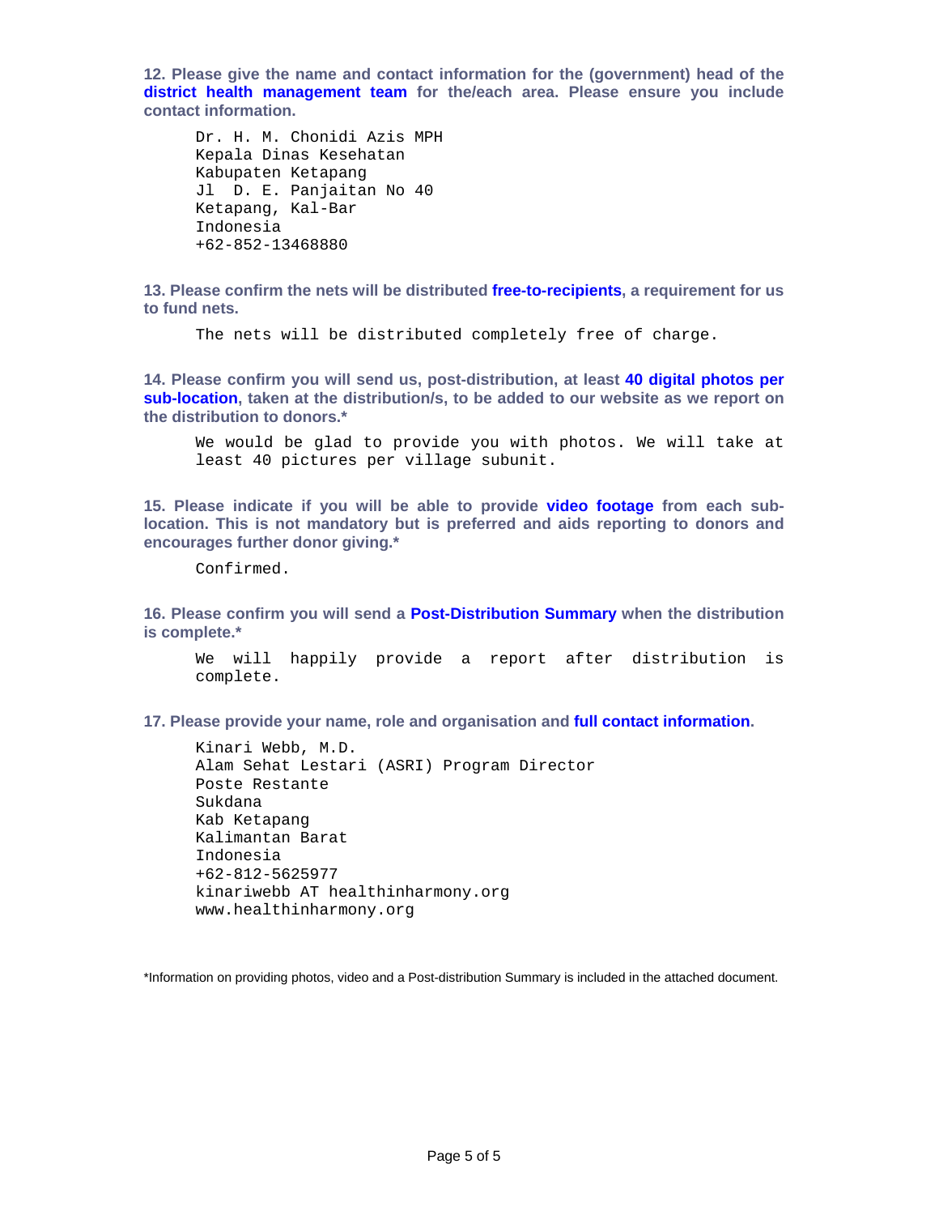**12. Please give the name and contact information for the (government) head of the district health management team for the/each area. Please ensure you include contact information.**

Dr. H. M. Chonidi Azis MPH
Kepala Dinas Kesehatan
Kabupaten Ketapang
Jl D. E. Panjaitan No 40
Ketapang, Kal-Bar
Indonesia
+62-852-13468880

**13. Please confirm the nets will be distributed free-to-recipients, a requirement for us to fund nets.**

The nets will be distributed completely free of charge.

**14. Please confirm you will send us, post-distribution, at least 40 digital photos per sub-location, taken at the distribution/s, to be added to our website as we report on the distribution to donors.***

We would be glad to provide you with photos. We will take at least 40 pictures per village subunit.

**15. Please indicate if you will be able to provide video footage from each sub-location. This is not mandatory but is preferred and aids reporting to donors and encourages further donor giving.***

Confirmed.

**16. Please confirm you will send a Post-Distribution Summary when the distribution is complete.***

We will happily provide a report after distribution is complete.

**17. Please provide your name, role and organisation and full contact information.**

Kinari Webb, M.D.
Alam Sehat Lestari (ASRI) Program Director
Poste Restante
Sukdana
Kab Ketapang
Kalimantan Barat
Indonesia
+62-812-5625977
kinariwebb AT healthinharmony.org
www.healthinharmony.org

*Information on providing photos, video and a Post-distribution Summary is included in the attached document.